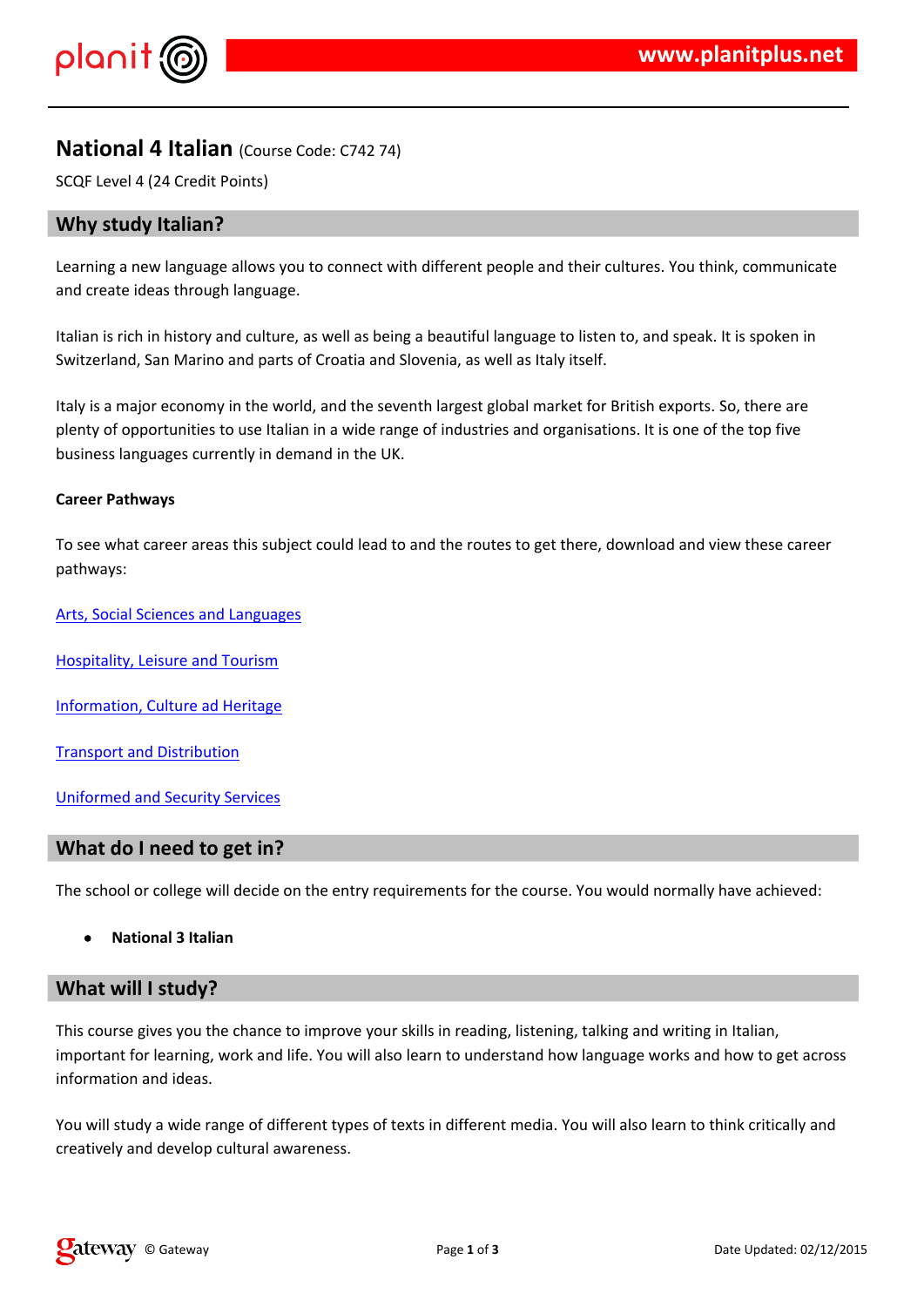# National 4 Italian (Course Code: C742 74)

SCQF Level 4 (24 Credit Points)

## Why study Italian?

Learning a new language allows you to connect with different people and their cultures. You think, communicate and create ideas through language.

Italian is rich in history and culture, as well as being a beautiful language to listen to, and speak. It is spoken in Switzerland, San Marino and parts of Croatia and Slovenia, as well as Italy itself.

Italy is a major economy in the world, and the seventh largest global market for British exports. So, there are plenty of opportunities to use Italian in a wide range of industries and organisations. It is one of the top five business languages currently in demand in the UK.

**Career Pathways**

To see what career areas this subject could lead to and the routes to get there, download and view these career pathways:

Arts, Social Sciences and Languages

Hospitality, Leisure and Tourism

Information, Culture ad Heritage

Transport and Distribution

Uniformed and Security Services

## What do I need to get in?

The school or college will decide on the entry requirements for the course. You would normally have achieved:

- **National 3 Italian**

## What will I study?

This course gives you the chance to improve your skills in reading, listening, talking and writing in Italian, important for learning, work and life. You will also learn to understand how language works and how to get across information and ideas.

You will study a wide range of different types of texts in different media. You will also learn to think critically and creatively and develop cultural awareness.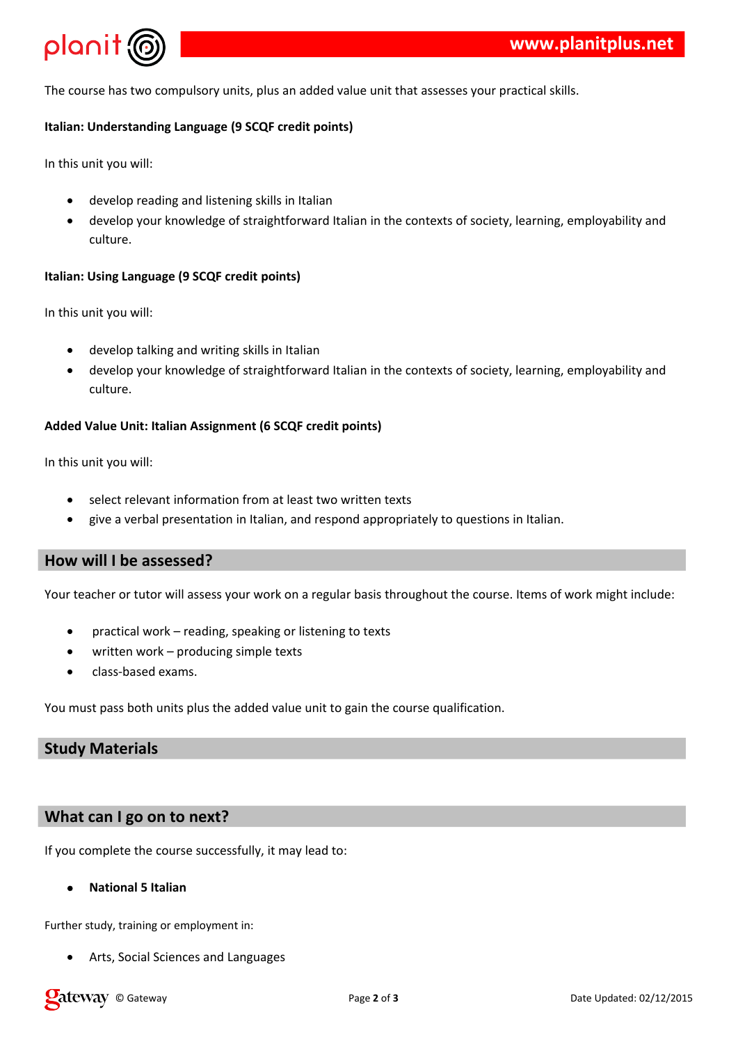The course has two compulsory units, plus an added value unit that assesses your practical skills.

**Italian: Understanding Language (9 SCQF credit points)**

In this unit you will:

- develop reading and listening skills in Italian
- develop your knowledge of straightforward Italian in the contexts of society, learning, employability and culture.

**Italian: Using Language (9 SCQF credit points)**

In this unit you will:

- develop talking and writing skills in Italian
- develop your knowledge of straightforward Italian in the contexts of society, learning, employability and culture.

**Added Value Unit: Italian Assignment (6 SCQF credit points)**

In this unit you will:

- select relevant information from at least two written texts
- give a verbal presentation in Italian, and respond appropriately to questions in Italian.

## How will I be assessed?

Your teacher or tutor will assess your work on a regular basis throughout the course. Items of work might include:

- practical work – reading, speaking or listening to texts
- written work – producing simple texts
- class-based exams.

You must pass both units plus the added value unit to gain the course qualification.

## Study Materials

## What can I go on to next?

If you complete the course successfully, it may lead to:

- **National 5 Italian**

Further study, training or employment in:

- Arts, Social Sciences and Languages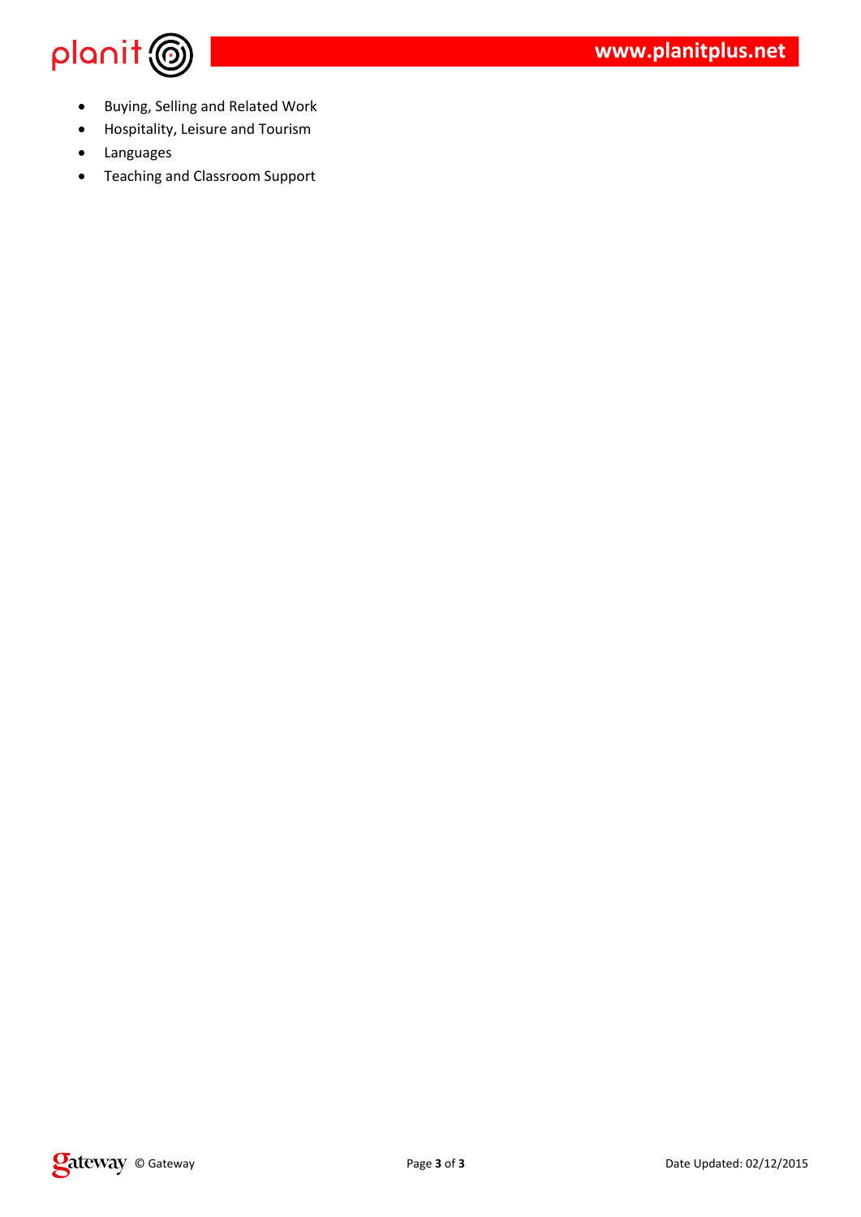- Buying, Selling and Related Work
- Hospitality, Leisure and Tourism
- Languages
- Teaching and Classroom Support